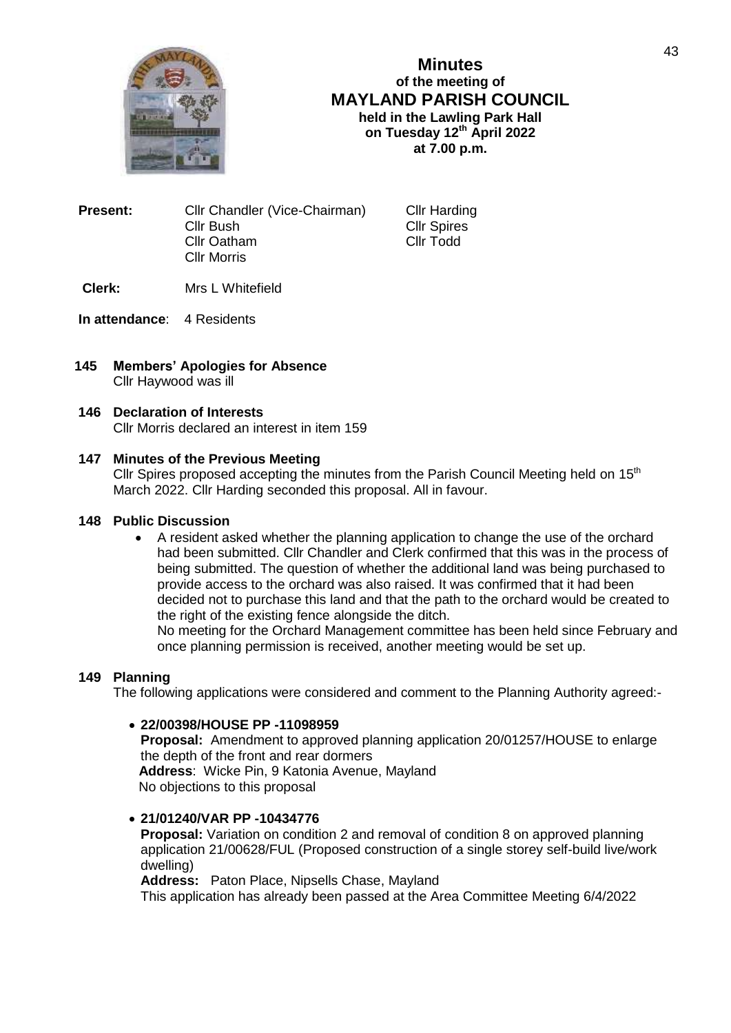# Minutes
## of the meeting of
## MAYLAND PARISH COUNCIL
**held in the Lawling Park Hall**
**on Tuesday 12th April 2022**
**at 7.00 p.m.**

**Present:** Cllr Chandler (Vice-Chairman), Cllr Bush, Cllr Oatham, Cllr Morris, Cllr Harding, Cllr Spires, Cllr Todd

**Clerk:** Mrs L Whitefield

**In attendance**: 4 Residents

**145 Members' Apologies for Absence**
Cllr Haywood was ill

**146 Declaration of Interests**
Cllr Morris declared an interest in item 159

**147 Minutes of the Previous Meeting**
Cllr Spires proposed accepting the minutes from the Parish Council Meeting held on 15th March 2022. Cllr Harding seconded this proposal. All in favour.

**148 Public Discussion**

- A resident asked whether the planning application to change the use of the orchard had been submitted. Cllr Chandler and Clerk confirmed that this was in the process of being submitted. The question of whether the additional land was being purchased to provide access to the orchard was also raised. It was confirmed that it had been decided not to purchase this land and that the path to the orchard would be created to the right of the existing fence alongside the ditch.
  No meeting for the Orchard Management committee has been held since February and once planning permission is received, another meeting would be set up.

**149 Planning**
The following applications were considered and comment to the Planning Authority agreed:-

- **22/00398/HOUSE PP -11098959**
  **Proposal:** Amendment to approved planning application 20/01257/HOUSE to enlarge the depth of the front and rear dormers
  **Address**: Wicke Pin, 9 Katonia Avenue, Mayland
  No objections to this proposal

- **21/01240/VAR PP -10434776**
  **Proposal:** Variation on condition 2 and removal of condition 8 on approved planning application 21/00628/FUL (Proposed construction of a single storey self-build live/work dwelling)
  **Address:** Paton Place, Nipsells Chase, Mayland
  This application has already been passed at the Area Committee Meeting 6/4/2022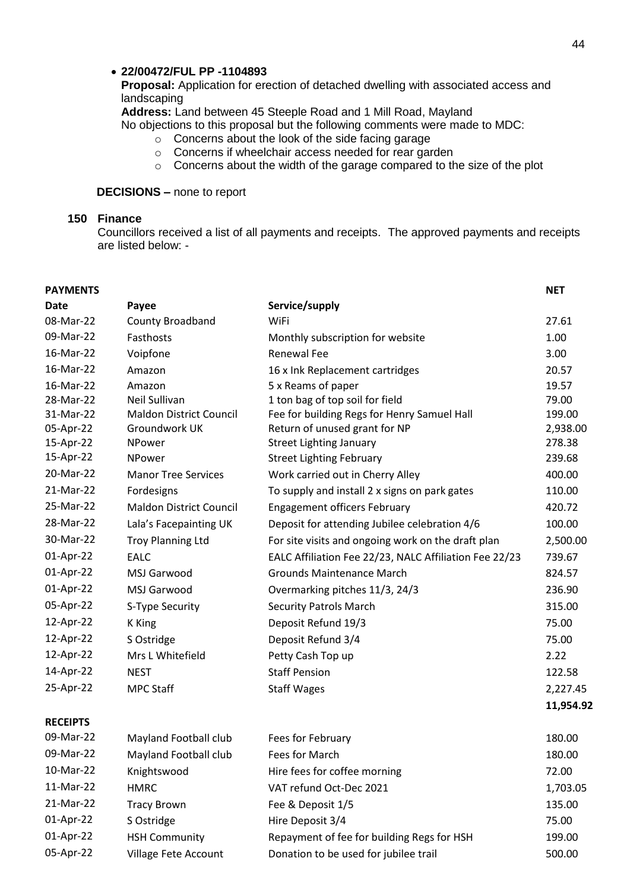- **22/00472/FUL PP -1104893**
  **Proposal:** Application for erection of detached dwelling with associated access and landscaping
  **Address:** Land between 45 Steeple Road and 1 Mill Road, Mayland
  No objections to this proposal but the following comments were made to MDC:
  - Concerns about the look of the side facing garage
  - Concerns if wheelchair access needed for rear garden
  - Concerns about the width of the garage compared to the size of the plot

**DECISIONS –** none to report

### 150 Finance

Councillors received a list of all payments and receipts. The approved payments and receipts are listed below: -

| **PAYMENTS** | | | **NET** |
|---|---|---|---|
| **Date** | **Payee** | **Service/supply** | |
| 08-Mar-22 | County Broadband | WiFi | 27.61 |
| 09-Mar-22 | Fasthosts | Monthly subscription for website | 1.00 |
| 16-Mar-22 | Voipfone | Renewal Fee | 3.00 |
| 16-Mar-22 | Amazon | 16 x Ink Replacement cartridges | 20.57 |
| 16-Mar-22 | Amazon | 5 x Reams of paper | 19.57 |
| 28-Mar-22 | Neil Sullivan | 1 ton bag of top soil for field | 79.00 |
| 31-Mar-22 | Maldon District Council | Fee for building Regs for Henry Samuel Hall | 199.00 |
| 05-Apr-22 | Groundwork UK | Return of unused grant for NP | 2,938.00 |
| 15-Apr-22 | NPower | Street Lighting January | 278.38 |
| 15-Apr-22 | NPower | Street Lighting February | 239.68 |
| 20-Mar-22 | Manor Tree Services | Work carried out in Cherry Alley | 400.00 |
| 21-Mar-22 | Fordesigns | To supply and install 2 x signs on park gates | 110.00 |
| 25-Mar-22 | Maldon District Council | Engagement officers February | 420.72 |
| 28-Mar-22 | Lala's Facepainting UK | Deposit for attending Jubilee celebration 4/6 | 100.00 |
| 30-Mar-22 | Troy Planning Ltd | For site visits and ongoing work on the draft plan | 2,500.00 |
| 01-Apr-22 | EALC | EALC Affiliation Fee 22/23, NALC Affiliation Fee 22/23 | 739.67 |
| 01-Apr-22 | MSJ Garwood | Grounds Maintenance March | 824.57 |
| 01-Apr-22 | MSJ Garwood | Overmarking pitches 11/3, 24/3 | 236.90 |
| 05-Apr-22 | S-Type Security | Security Patrols March | 315.00 |
| 12-Apr-22 | K King | Deposit Refund 19/3 | 75.00 |
| 12-Apr-22 | S Ostridge | Deposit Refund 3/4 | 75.00 |
| 12-Apr-22 | Mrs L Whitefield | Petty Cash Top up | 2.22 |
| 14-Apr-22 | NEST | Staff Pension | 122.58 |
| 25-Apr-22 | MPC Staff | Staff Wages | 2,227.45 |
| | | | **11,954.92** |

| **RECEIPTS** | | | |
|---|---|---|---|
| 09-Mar-22 | Mayland Football club | Fees for February | 180.00 |
| 09-Mar-22 | Mayland Football club | Fees for March | 180.00 |
| 10-Mar-22 | Knightswood | Hire fees for coffee morning | 72.00 |
| 11-Mar-22 | HMRC | VAT refund Oct-Dec 2021 | 1,703.05 |
| 21-Mar-22 | Tracy Brown | Fee & Deposit 1/5 | 135.00 |
| 01-Apr-22 | S Ostridge | Hire Deposit 3/4 | 75.00 |
| 01-Apr-22 | HSH Community | Repayment of fee for building Regs for HSH | 199.00 |
| 05-Apr-22 | Village Fete Account | Donation to be used for jubilee trail | 500.00 |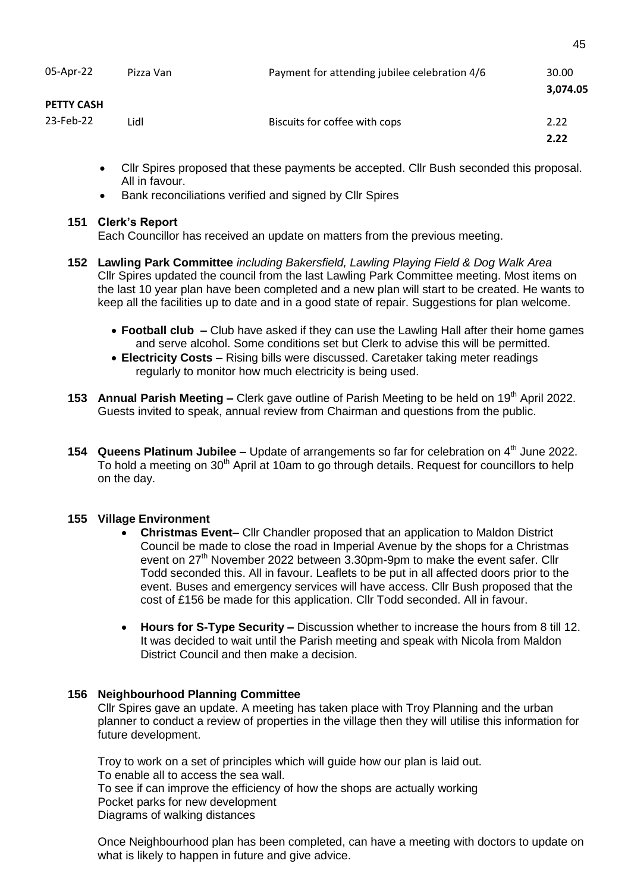| | | | |
|---|---|---|---|
| 05-Apr-22 | Pizza Van | Payment for attending jubilee celebration 4/6 | 30.00 |
| | | | **3,074.05** |
| **PETTY CASH** | | | |
| 23-Feb-22 | Lidl | Biscuits for coffee with cops | 2.22 |
| | | | **2.22** |

- Cllr Spires proposed that these payments be accepted. Cllr Bush seconded this proposal. All in favour.
- Bank reconciliations verified and signed by Cllr Spires

**151 Clerk's Report**

Each Councillor has received an update on matters from the previous meeting.

**152 Lawling Park Committee** *including Bakersfield, Lawling Playing Field & Dog Walk Area*

Cllr Spires updated the council from the last Lawling Park Committee meeting. Most items on the last 10 year plan have been completed and a new plan will start to be created. He wants to keep all the facilities up to date and in a good state of repair. Suggestions for plan welcome.

- **Football club –** Club have asked if they can use the Lawling Hall after their home games and serve alcohol. Some conditions set but Clerk to advise this will be permitted.
- **Electricity Costs –** Rising bills were discussed. Caretaker taking meter readings regularly to monitor how much electricity is being used.

**153 Annual Parish Meeting –** Clerk gave outline of Parish Meeting to be held on 19th April 2022. Guests invited to speak, annual review from Chairman and questions from the public.

**154 Queens Platinum Jubilee –** Update of arrangements so far for celebration on 4th June 2022. To hold a meeting on 30th April at 10am to go through details. Request for councillors to help on the day.

**155 Village Environment**

- **Christmas Event–** Cllr Chandler proposed that an application to Maldon District Council be made to close the road in Imperial Avenue by the shops for a Christmas event on 27th November 2022 between 3.30pm-9pm to make the event safer. Cllr Todd seconded this. All in favour. Leaflets to be put in all affected doors prior to the event. Buses and emergency services will have access. Cllr Bush proposed that the cost of £156 be made for this application. Cllr Todd seconded. All in favour.
- **Hours for S-Type Security –** Discussion whether to increase the hours from 8 till 12. It was decided to wait until the Parish meeting and speak with Nicola from Maldon District Council and then make a decision.

**156 Neighbourhood Planning Committee**

Cllr Spires gave an update. A meeting has taken place with Troy Planning and the urban planner to conduct a review of properties in the village then they will utilise this information for future development.

Troy to work on a set of principles which will guide how our plan is laid out.
To enable all to access the sea wall.
To see if can improve the efficiency of how the shops are actually working
Pocket parks for new development
Diagrams of walking distances

Once Neighbourhood plan has been completed, can have a meeting with doctors to update on what is likely to happen in future and give advice.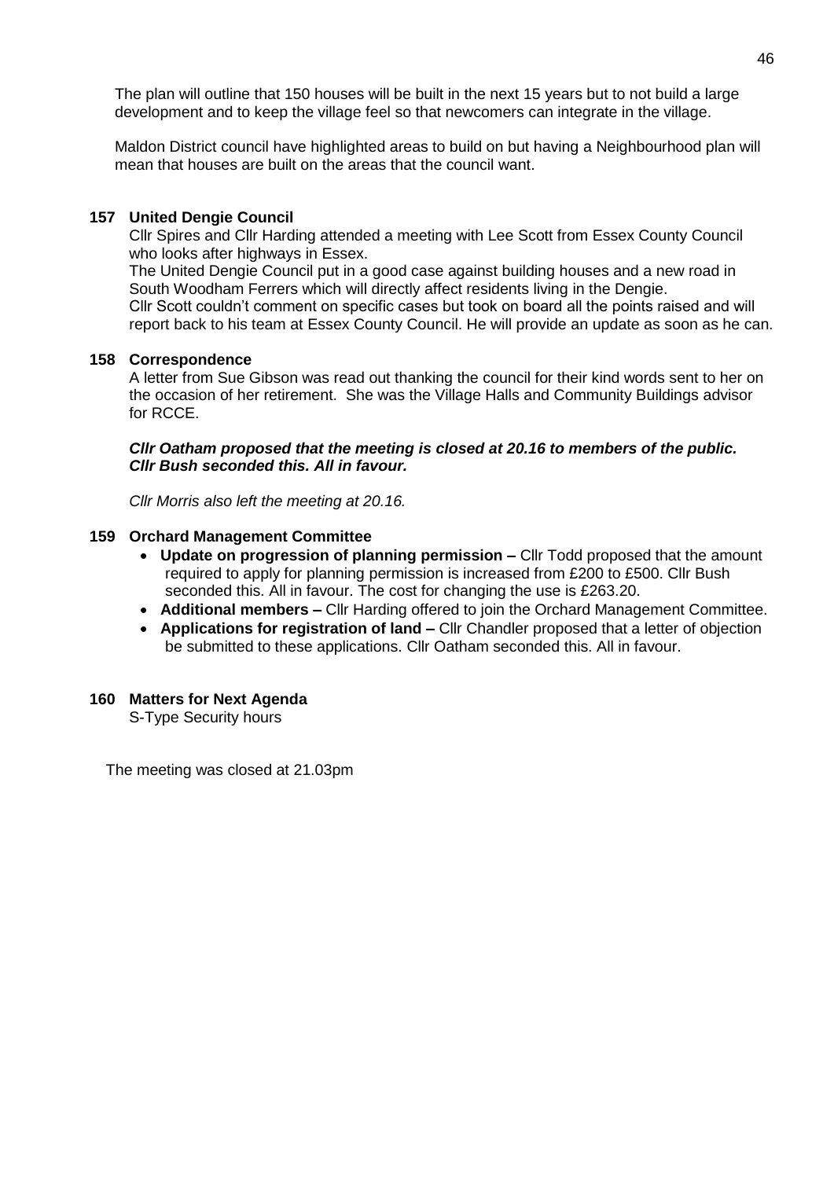The plan will outline that 150 houses will be built in the next 15 years but to not build a large development and to keep the village feel so that newcomers can integrate in the village.

Maldon District council have highlighted areas to build on but having a Neighbourhood plan will mean that houses are built on the areas that the council want.

**157 United Dengie Council**

Cllr Spires and Cllr Harding attended a meeting with Lee Scott from Essex County Council who looks after highways in Essex.
The United Dengie Council put in a good case against building houses and a new road in South Woodham Ferrers which will directly affect residents living in the Dengie.
Cllr Scott couldn't comment on specific cases but took on board all the points raised and will report back to his team at Essex County Council. He will provide an update as soon as he can.

**158 Correspondence**

A letter from Sue Gibson was read out thanking the council for their kind words sent to her on the occasion of her retirement. She was the Village Halls and Community Buildings advisor for RCCE.

***Cllr Oatham proposed that the meeting is closed at 20.16 to members of the public. Cllr Bush seconded this. All in favour.***

*Cllr Morris also left the meeting at 20.16.*

**159 Orchard Management Committee**

- **Update on progression of planning permission –** Cllr Todd proposed that the amount required to apply for planning permission is increased from £200 to £500. Cllr Bush seconded this. All in favour. The cost for changing the use is £263.20.
- **Additional members –** Cllr Harding offered to join the Orchard Management Committee.
- **Applications for registration of land –** Cllr Chandler proposed that a letter of objection be submitted to these applications. Cllr Oatham seconded this. All in favour.

**160 Matters for Next Agenda**

S-Type Security hours

The meeting was closed at 21.03pm